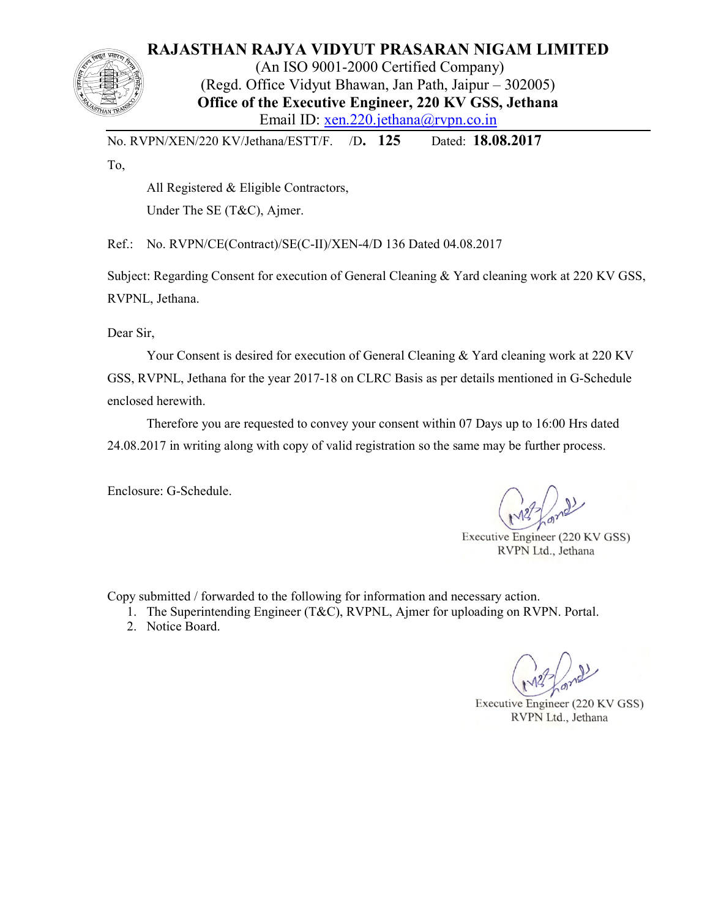# RAJASTHAN RAJYA VIDYUT PRASARAN NIGAM LIMITED

(An ISO 9001-2000 Certified Company)

(Regd. Office Vidyut Bhawan, Jan Path, Jaipur – 302005)

**Office of the Executive Engineer, 220 KV GSS, Jethana**

Email ID: xen.220.jethana@rvpn.co.in

No. RVPN/XEN/220 KV/Jethana/ESTT/F. /D**. 125** Dated: **18.08.2017**

To,

All Registered & Eligible Contractors,

Under The SE (T&C), Ajmer.

Ref.: No. RVPN/CE(Contract)/SE(C-II)/XEN-4/D 136 Dated 04.08.2017

Subject: Regarding Consent for execution of General Cleaning & Yard cleaning work at 220 KV GSS, RVPNL, Jethana.

Dear Sir,

Your Consent is desired for execution of General Cleaning & Yard cleaning work at 220 KV GSS, RVPNL, Jethana for the year 2017-18 on CLRC Basis as per details mentioned in G-Schedule enclosed herewith.

Therefore you are requested to convey your consent within 07 Days up to 16:00 Hrs dated 24.08.2017 in writing along with copy of valid registration so the same may be further process.

Enclosure: G-Schedule.

Executive Engineer (220 KV GSS)
RVPN Ltd., Jethana

Copy submitted / forwarded to the following for information and necessary action.

1. The Superintending Engineer (T&C), RVPNL, Ajmer for uploading on RVPN. Portal.
2. Notice Board.

Executive Engineer (220 KV GSS)
RVPN Ltd., Jethana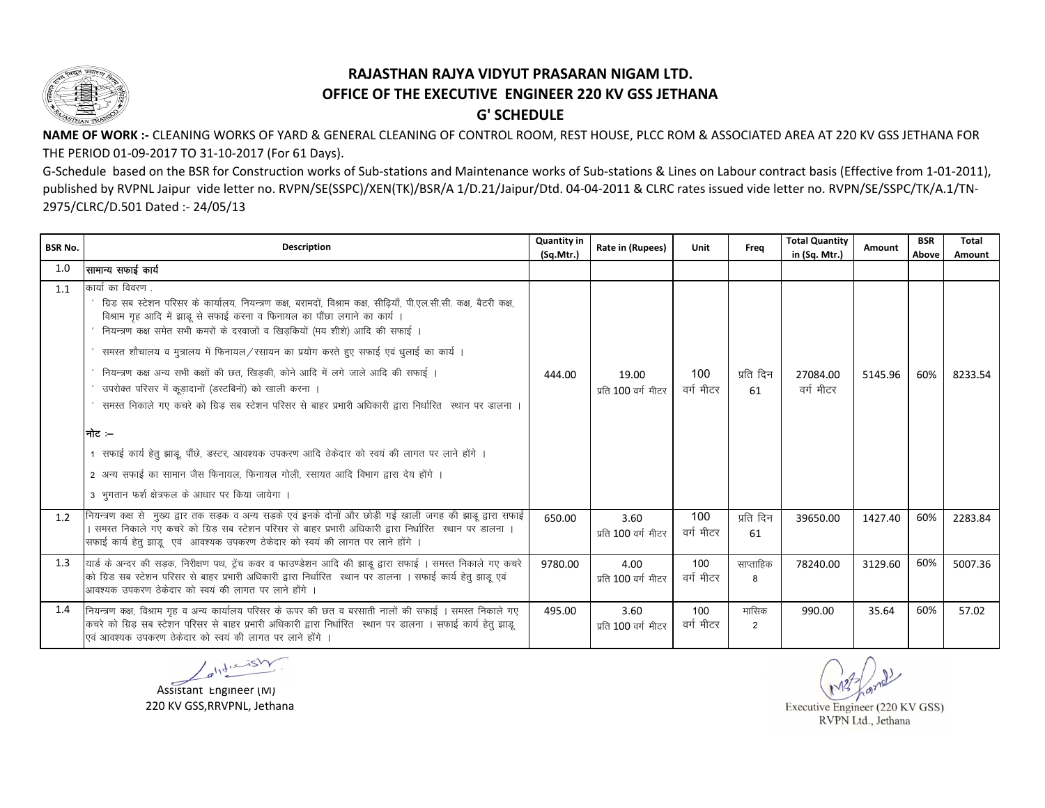# RAJASTHAN RAJYA VIDYUT PRASARAN NIGAM LTD.
## OFFICE OF THE EXECUTIVE ENGINEER 220 KV GSS JETHANA
## G' SCHEDULE

**NAME OF WORK :-** CLEANING WORKS OF YARD & GENERAL CLEANING OF CONTROL ROOM, REST HOUSE, PLCC ROM & ASSOCIATED AREA AT 220 KV GSS JETHANA FOR THE PERIOD 01-09-2017 TO 31-10-2017 (For 61 Days).

G-Schedule based on the BSR for Construction works of Sub-stations and Maintenance works of Sub-stations & Lines on Labour contract basis (Effective from 1-01-2011), published by RVPNL Jaipur vide letter no. RVPN/SE(SSPC)/XEN(TK)/BSR/A 1/D.21/Jaipur/Dtd. 04-04-2011 & CLRC rates issued vide letter no. RVPN/SE/SSPC/TK/A.1/TN-2975/CLRC/D.501 Dated :- 24/05/13

| BSR No. | Description | Quantity in (Sq.Mtr.) | Rate in (Rupees) | Unit | Freq | Total Quantity in (Sq. Mtr.) | Amount | BSR Above | Total Amount |
|---|---|---|---|---|---|---|---|---|---|
| 1.0 | **सामान्य सफाई कार्य** | | | | | | | | |
| 1.1 | कार्या का विवरण . <br> ' ग्रिड सब स्टेशन परिसर के कार्यालय, नियन्त्रण कक्ष, बरामदों, विश्राम कक्ष, सीढ़ियॉं, पी.एल.सी.सी. कक्ष, बैटरी कक्ष, विश्राम गृह आदि में झाडू से सफाई करना व फिनायल का पौंछा लगाने का कार्य । <br> ' नियन्त्रण कक्ष समेत सभी कमरों के दरवाजों व खिड़कियों (मय शीशे) आदि की सफाई । <br> ' समस्त शौचालय व मुत्रालय में फिनायल/रसायन का प्रयोग करते हुए सफाई एवं धुलाई का कार्य । <br> ' नियन्त्रण कक्ष अन्य सभी कक्षों की छत, खिड़की, कोने आदि में लगे जाले आदि की सफाई । <br> ' उपरोक्त परिसर में कूड़ादानों (डस्टबिनों) को खाली करना । <br> ' समस्त निकाले गए कचरे को ग्रिड़ सब स्टेशन परिसर से बाहर प्रभारी अधिकारी द्वारा निर्धारित स्थान पर डालना । <br> **नोट :–** <br> 1 सफाई कार्य हेतु झाडू, पौंछे, डस्टर, आवश्यक उपकरण आदि ठेकेदार को स्वयं की लागत पर लाने होंगे । <br> 2 अन्य सफाई का सामान जैस फिनायल, फिनायल गोली, रसायत आदि विभाग द्वारा देय होंगे । <br> 3 भुगतान फर्श क्षेत्रफल के आधार पर किया जायेगा । | 444.00 | 19.00 प्रति 100 वर्ग मीटर | 100 वर्ग मीटर | प्रति दिन 61 | 27084.00 वर्ग मीटर | 5145.96 | 60% | 8233.54 |
| 1.2 | नियन्त्रण कक्ष से मुख्य द्वार तक सड़क व अन्य सड़के एवं इनके दोनों और छोड़ी गई खाली जगह की झाडू द्वारा सफाई । समस्त निकाले गए कचरे को ग्रिड़ सब स्टेशन परिसर से बाहर प्रभारी अधिकारी द्वारा निर्धारित स्थान पर डालना । सफाई कार्य हेतु झाडू एवं आवश्यक उपकरण ठेकेदार को स्वयं की लागत पर लाने होंगे । | 650.00 | 3.60 प्रति 100 वर्ग मीटर | 100 वर्ग मीटर | प्रति दिन 61 | 39650.00 | 1427.40 | 60% | 2283.84 |
| 1.3 | यार्ड के अन्दर की सड़क, निरीक्षण पथ, ट्रेंच कवर व फाउण्डेशन आदि की झाडू द्वारा सफाई । समस्त निकाले गए कचरे को ग्रिड सब स्टेशन परिसर से बाहर प्रभारी अधिकारी द्वारा निर्धारित स्थान पर डालना । सफाई कार्य हेतु झाडू एवं आवश्यक उपकरण ठेकेदार को स्वयं की लागत पर लाने होंगे । | 9780.00 | 4.00 प्रति 100 वर्ग मीटर | 100 वर्ग मीटर | साप्ताहिक 8 | 78240.00 | 3129.60 | 60% | 5007.36 |
| 1.4 | नियन्त्रण कक्ष, विश्राम गृह व अन्य कार्यालय परिसर के ऊपर की छत व बरसाती नालों की सफाई । समस्त निकाले गए कचरे को ग्रिड़ सब स्टेशन परिसर से बाहर प्रभारी अधिकारी द्वारा निर्धारित स्थान पर डालना । सफाई कार्य हेतु झाडू एवं आवश्यक उपकरण ठेकेदार को स्वयं की लागत पर लाने होंगे । | 495.00 | 3.60 प्रति 100 वर्ग मीटर | 100 वर्ग मीटर | मासिक 2 | 990.00 | 35.64 | 60% | 57.02 |

Assistant Engineer (M)
220 KV GSS,RRVPNL, Jethana

Executive Engineer (220 KV GSS)
RVPN Ltd., Jethana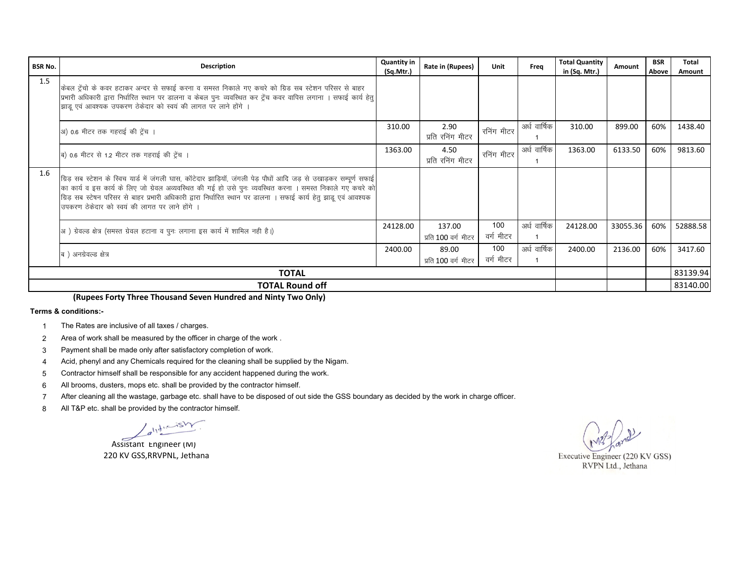| BSR No. | Description | Quantity in (Sq.Mtr.) | Rate in (Rupees) | Unit | Freq | Total Quantity in (Sq. Mtr.) | Amount | BSR Above | Total Amount |
|---|---|---|---|---|---|---|---|---|---|
| 1.5 | केबल ट्रेंचो के कवर हटाकर अन्दर से सफाई करना व समस्त निकाले गए कचरे को ग्रिड सब स्टेशन परिसर से बाहर प्रभारी अधिकारी द्वारा निर्धारित स्थान पर डालना व केबल पुनः व्यवस्थित कर ट्रेंच कवर वापिस लगाना । सफाई कार्य हेतु झाडू एवं आवश्यक उपकरण ठेकेदार को स्वयं की लागत पर लाने होंगे । | | | | | | | | |
| | अ) 0.6 मीटर तक गहराई की ट्रेंच । | 310.00 | 2.90 प्रति रनिंग मीटर | रनिंग मीटर | अर्ध वार्षिक 1 | 310.00 | 899.00 | 60% | 1438.40 |
| | ब) 0.6 मीटर से 1.2 मीटर तक गहराई की ट्रेंच । | 1363.00 | 4.50 प्रति रनिंग मीटर | रनिंग मीटर | अर्ध वार्षिक 1 | 1363.00 | 6133.50 | 60% | 9813.60 |
| 1.6 | ग्रिड सब स्टेशन के स्विच यार्ड में जंगली घास, कॉटेदार झाड़ियॉ, जंगली पेड़ पौधों आदि जड़ से उखाड़कर सम्पूर्ण सफाई का कार्य व इस कार्य के लिए जो ग्रेवल अव्यवस्थित की गई हो उसे पुनः व्यवस्थित करना । समस्त निकाले गए कचरे को ग्रिड सब स्टेषन परिसर से बाहर प्रभारी अधिकारी द्वारा निर्धारित स्थान पर डालना । सफाई कार्य हेतु झाडू एवं आवश्यक उपकरण ठेकेदार को स्वयं की लागत पर लाने होंगे । | | | | | | | | |
| | अ ) ग्रेवल्ड क्षेत्र (समस्त ग्रेवल हटाना व पुनः लगाना इस कार्य में शामिल नही है।) | 24128.00 | 137.00 प्रति 100 वर्ग मीटर | 100 वर्ग मीटर | अर्ध वार्षिक 1 | 24128.00 | 33055.36 | 60% | 52888.58 |
| | ब ) अनग्रेवल्ड क्षेत्र | 2400.00 | 89.00 प्रति 100 वर्ग मीटर | 100 वर्ग मीटर | अर्ध वार्षिक 1 | 2400.00 | 2136.00 | 60% | 3417.60 |
| **TOTAL** | | | | | | | | | 83139.94 |
| **TOTAL Round off** | | | | | | | | | 83140.00 |

**(Rupees Forty Three Thousand Seven Hundred and Ninty Two Only)**

**Terms & conditions:-**

1. The Rates are inclusive of all taxes / charges.
2. Area of work shall be measured by the officer in charge of the work .
3. Payment shall be made only after satisfactory completion of work.
4. Acid, phenyl and any Chemicals required for the cleaning shall be supplied by the Nigam.
5. Contractor himself shall be responsible for any accident happened during the work.
6. All brooms, dusters, mops etc. shall be provided by the contractor himself.
7. After cleaning all the wastage, garbage etc. shall have to be disposed of out side the GSS boundary as decided by the work in charge officer.
8. All T&P etc. shall be provided by the contractor himself.

Assistant Engineer (M)
220 KV GSS,RRVPNL, Jethana

Executive Engineer (220 KV GSS)
RVPN Ltd., Jethana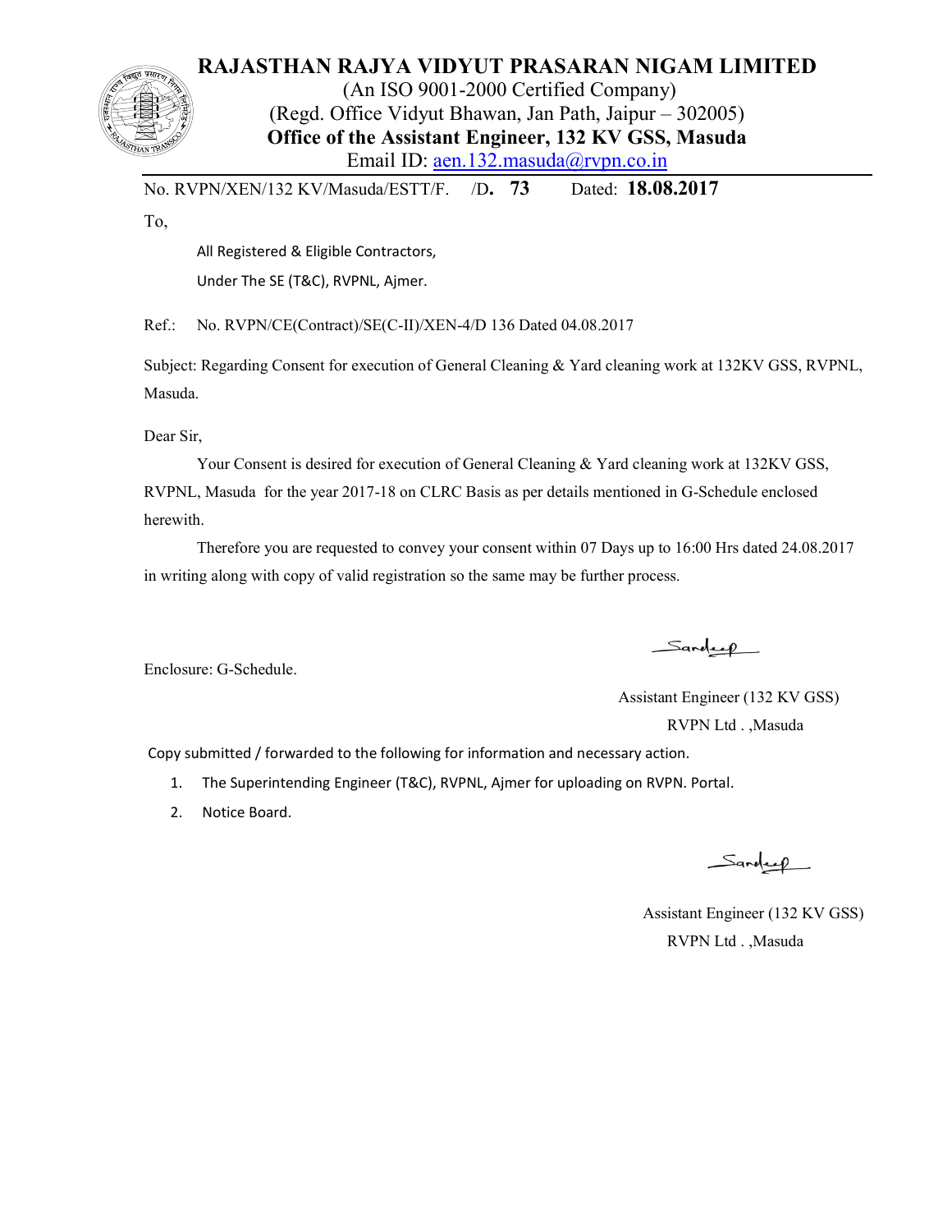# RAJASTHAN RAJYA VIDYUT PRASARAN NIGAM LIMITED

(An ISO 9001-2000 Certified Company)

(Regd. Office Vidyut Bhawan, Jan Path, Jaipur – 302005)

**Office of the Assistant Engineer, 132 KV GSS, Masuda**

Email ID: aen.132.masuda@rvpn.co.in

No. RVPN/XEN/132 KV/Masuda/ESTT/F. /D. **73** Dated: **18.08.2017**

To,

All Registered & Eligible Contractors,

Under The SE (T&C), RVPNL, Ajmer.

Ref.: No. RVPN/CE(Contract)/SE(C-II)/XEN-4/D 136 Dated 04.08.2017

Subject: Regarding Consent for execution of General Cleaning & Yard cleaning work at 132KV GSS, RVPNL, Masuda.

Dear Sir,

Your Consent is desired for execution of General Cleaning & Yard cleaning work at 132KV GSS, RVPNL, Masuda for the year 2017-18 on CLRC Basis as per details mentioned in G-Schedule enclosed herewith.

Therefore you are requested to convey your consent within 07 Days up to 16:00 Hrs dated 24.08.2017 in writing along with copy of valid registration so the same may be further process.

Enclosure: G-Schedule.

Sandeep

Assistant Engineer (132 KV GSS)

RVPN Ltd . ,Masuda

Copy submitted / forwarded to the following for information and necessary action.

1. The Superintending Engineer (T&C), RVPNL, Ajmer for uploading on RVPN. Portal.
2. Notice Board.

Sandeep

Assistant Engineer (132 KV GSS)

RVPN Ltd . ,Masuda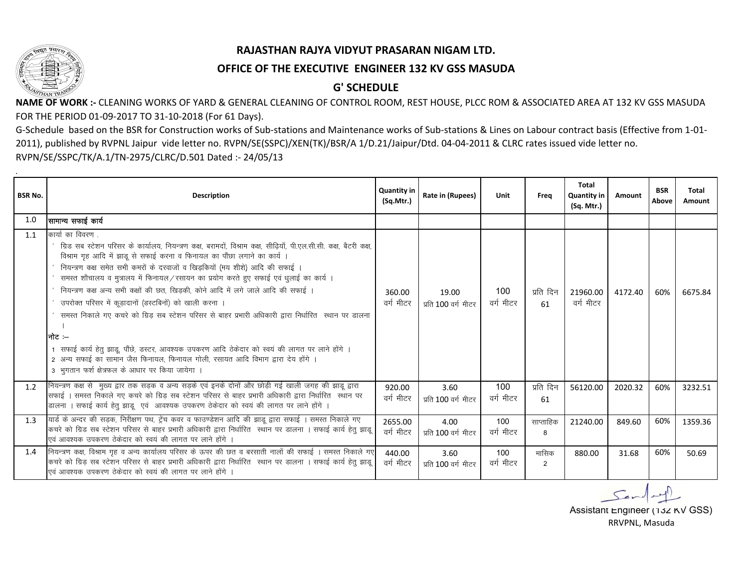# RAJASTHAN RAJYA VIDYUT PRASARAN NIGAM LTD.

## OFFICE OF THE EXECUTIVE ENGINEER 132 KV GSS MASUDA

## G' SCHEDULE

**NAME OF WORK :-** CLEANING WORKS OF YARD & GENERAL CLEANING OF CONTROL ROOM, REST HOUSE, PLCC ROM & ASSOCIATED AREA AT 132 KV GSS MASUDA FOR THE PERIOD 01-09-2017 TO 31-10-2018 (For 61 Days).

G-Schedule based on the BSR for Construction works of Sub-stations and Maintenance works of Sub-stations & Lines on Labour contract basis (Effective from 1-01-2011), published by RVPNL Jaipur vide letter no. RVPN/SE(SSPC)/XEN(TK)/BSR/A 1/D.21/Jaipur/Dtd. 04-04-2011 & CLRC rates issued vide letter no. RVPN/SE/SSPC/TK/A.1/TN-2975/CLRC/D.501 Dated :- 24/05/13

| BSR No. | Description | Quantity in (Sq.Mtr.) | Rate in (Rupees) | Unit | Freq | Total Quantity in (Sq. Mtr.) | Amount | BSR Above | Total Amount |
|---|---|---|---|---|---|---|---|---|---|
| 1.0 | **सामान्य सफाई कार्य** | | | | | | | | |
| 1.1 | कार्या का विवरण .<br>' ग्रिड सब स्टेशन परिसर के कार्यालय, नियन्त्रण कक्ष, बरामदों, विश्राम कक्ष, सीढ़ियाँ, पी.एल.सी.सी. कक्ष, बैटरी कक्ष, विश्राम गृह आदि में झाडू से सफाई करना व फिनायल का पौंछा लगाने का कार्य ।<br>' नियन्त्रण कक्ष समेत सभी कमरों के दरवाजों व खिड़कियों (मय शीशे) आदि की सफाई ।<br>' समस्त शौचालय व मुत्रालय में फिनायल/रसायन का प्रयोग करते हुए सफाई एवं धुलाई का कार्य ।<br>' नियन्त्रण कक्ष अन्य सभी कक्षों की छत, खिड़की, कोने आदि में लगे जाले आदि की सफाई ।<br>' उपरोक्त परिसर में कूड़ादानों (डस्टबिनों) को खाली करना ।<br>' समस्त निकाले गए कचरे को ग्रिड़ सब स्टेशन परिसर से बाहर प्रभारी अधिकारी द्वारा निर्धारित स्थान पर डालना ।<br>**नोट :–**<br>1 सफाई कार्य हेतु झाडू, पौंछे, डस्टर, आवश्यक उपकरण आदि ठेकेदार को स्वयं की लागत पर लाने होंगे ।<br>2 अन्य सफाई का सामान जैस फिनायल, फिनायल गोली, रसायत आदि विभाग द्वारा देय होंगे ।<br>3 भुगतान फर्श क्षेत्रफल के आधार पर किया जायेगा । | 360.00 वर्ग मीटर | 19.00 प्रति 100 वर्ग मीटर | 100 वर्ग मीटर | प्रति दिन 61 | 21960.00 वर्ग मीटर | 4172.40 | 60% | 6675.84 |
| 1.2 | नियन्त्रण कक्ष से मुख्य द्वार तक सड़क व अन्य सड़के एवं इनके दोनों ओर छोड़ी गई खाली जगह की झाडू द्वारा सफाई । समस्त निकाले गए कचरे को ग्रिड़ सब स्टेशन परिसर से बाहर प्रभारी अधिकारी द्वारा निर्धारित स्थान पर डालना । सफाई कार्य हेतु झाडू एवं आवश्यक उपकरण ठेकेदार को स्वयं की लागत पर लाने होंगे । | 920.00 वर्ग मीटर | 3.60 प्रति 100 वर्ग मीटर | 100 वर्ग मीटर | प्रति दिन 61 | 56120.00 | 2020.32 | 60% | 3232.51 |
| 1.3 | यार्ड के अन्दर की सड़क, निरीक्षण पथ, ट्रेंच कवर व फाउण्डेशन आदि की झाडू द्वारा सफाई । समस्त निकाले गए कचरे को ग्रिड सब स्टेशन परिसर से बाहर प्रभारी अधिकारी द्वारा निर्धारित स्थान पर डालना । सफाई कार्य हेतु झाडू एवं आवश्यक उपकरण ठेकेदार को स्वयं की लागत पर लाने होंगे । | 2655.00 वर्ग मीटर | 4.00 प्रति 100 वर्ग मीटर | 100 वर्ग मीटर | साप्ताहिक 8 | 21240.00 | 849.60 | 60% | 1359.36 |
| 1.4 | नियन्त्रण कक्ष, विश्राम गृह व अन्य कार्यालय परिसर के ऊपर की छत व बरसाती नालों की सफाई । समस्त निकाले गए कचरे को ग्रिड़ सब स्टेशन परिसर से बाहर प्रभारी अधिकारी द्वारा निर्धारित स्थान पर डालना । सफाई कार्य हेतु झाडू एवं आवश्यक उपकरण ठेकेदार को स्वयं की लागत पर लाने होंगे । | 440.00 वर्ग मीटर | 3.60 प्रति 100 वर्ग मीटर | 100 वर्ग मीटर | मासिक 2 | 880.00 | 31.68 | 60% | 50.69 |

Assistant Engineer (132 KV GSS)
RRVPNL, Masuda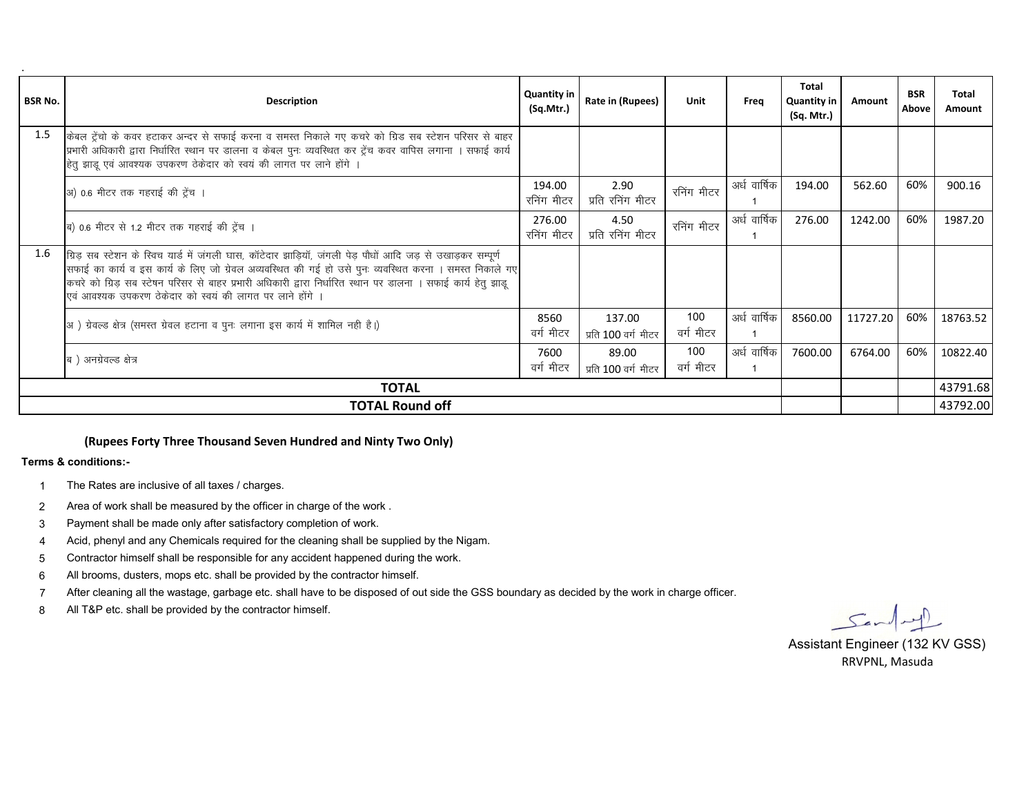| BSR No. | Description | Quantity in (Sq.Mtr.) | Rate in (Rupees) | Unit | Freq | Total Quantity in (Sq. Mtr.) | Amount | BSR Above | Total Amount |
|---|---|---|---|---|---|---|---|---|---|
| 1.5 | केबल ट्रेंचो के कवर हटाकर अन्दर से सफाई करना व समस्त निकाले गए कचरे को ग्रिड सब स्टेशन परिसर से बाहर प्रभारी अधिकारी द्वारा निर्धारित स्थान पर डालना व केबल पुनः व्यवस्थित कर ट्रेंच कवर वापिस लगाना । सफाई कार्य हेतु झाडू एवं आवश्यक उपकरण ठेकेदार को स्वयं की लागत पर लाने होंगे । | | | | | | | | |
| | अ) 0.6 मीटर तक गहराई की ट्रेंच । | 194.00 रनिंग मीटर | 2.90 प्रति रनिंग मीटर | रनिंग मीटर | अर्ध वार्षिक 1 | 194.00 | 562.60 | 60% | 900.16 |
| | ब) 0.6 मीटर से 1.2 मीटर तक गहराई की ट्रेंच । | 276.00 रनिंग मीटर | 4.50 प्रति रनिंग मीटर | रनिंग मीटर | अर्ध वार्षिक 1 | 276.00 | 1242.00 | 60% | 1987.20 |
| 1.6 | ग्रिड़ सब स्टेशन के स्विच यार्ड में जंगली घास, कॉटेदार झाड़ियॉं, जंगली पेड़ पौधों आदि जड़ से उखाड़कर सम्पूर्ण सफाई का कार्य व इस कार्य के लिए जो ग्रेवल अव्यवस्थित की गई हो उसे पुनः व्यवस्थित करना । समस्त निकाले गए कचरे को ग्रिड़ सब स्टेषन परिसर से बाहर प्रभारी अधिकारी द्वारा निर्धारित स्थान पर डालना । सफाई कार्य हेतु झाडू एवं आवश्यक उपकरण ठेकेदार को स्वयं की लागत पर लाने होंगे । | | | | | | | | |
| | अ ) ग्रेवल्ड क्षेत्र (समस्त ग्रेवल हटाना व पुनः लगाना इस कार्य में शामिल नही है।) | 8560 वर्ग मीटर | 137.00 प्रति 100 वर्ग मीटर | 100 वर्ग मीटर | अर्ध वार्षिक 1 | 8560.00 | 11727.20 | 60% | 18763.52 |
| | ब ) अनग्रेवल्ड क्षेत्र | 7600 वर्ग मीटर | 89.00 प्रति 100 वर्ग मीटर | 100 वर्ग मीटर | अर्ध वार्षिक 1 | 7600.00 | 6764.00 | 60% | 10822.40 |
| | **TOTAL** | | | | | | | | 43791.68 |
| | **TOTAL Round off** | | | | | | | | 43792.00 |

**(Rupees Forty Three Thousand Seven Hundred and Ninty Two Only)**

**Terms & conditions:-**

1. The Rates are inclusive of all taxes / charges.
2. Area of work shall be measured by the officer in charge of the work .
3. Payment shall be made only after satisfactory completion of work.
4. Acid, phenyl and any Chemicals required for the cleaning shall be supplied by the Nigam.
5. Contractor himself shall be responsible for any accident happened during the work.
6. All brooms, dusters, mops etc. shall be provided by the contractor himself.
7. After cleaning all the wastage, garbage etc. shall have to be disposed of out side the GSS boundary as decided by the work in charge officer.
8. All T&P etc. shall be provided by the contractor himself.

Assistant Engineer (132 KV GSS)
RRVPNL, Masuda